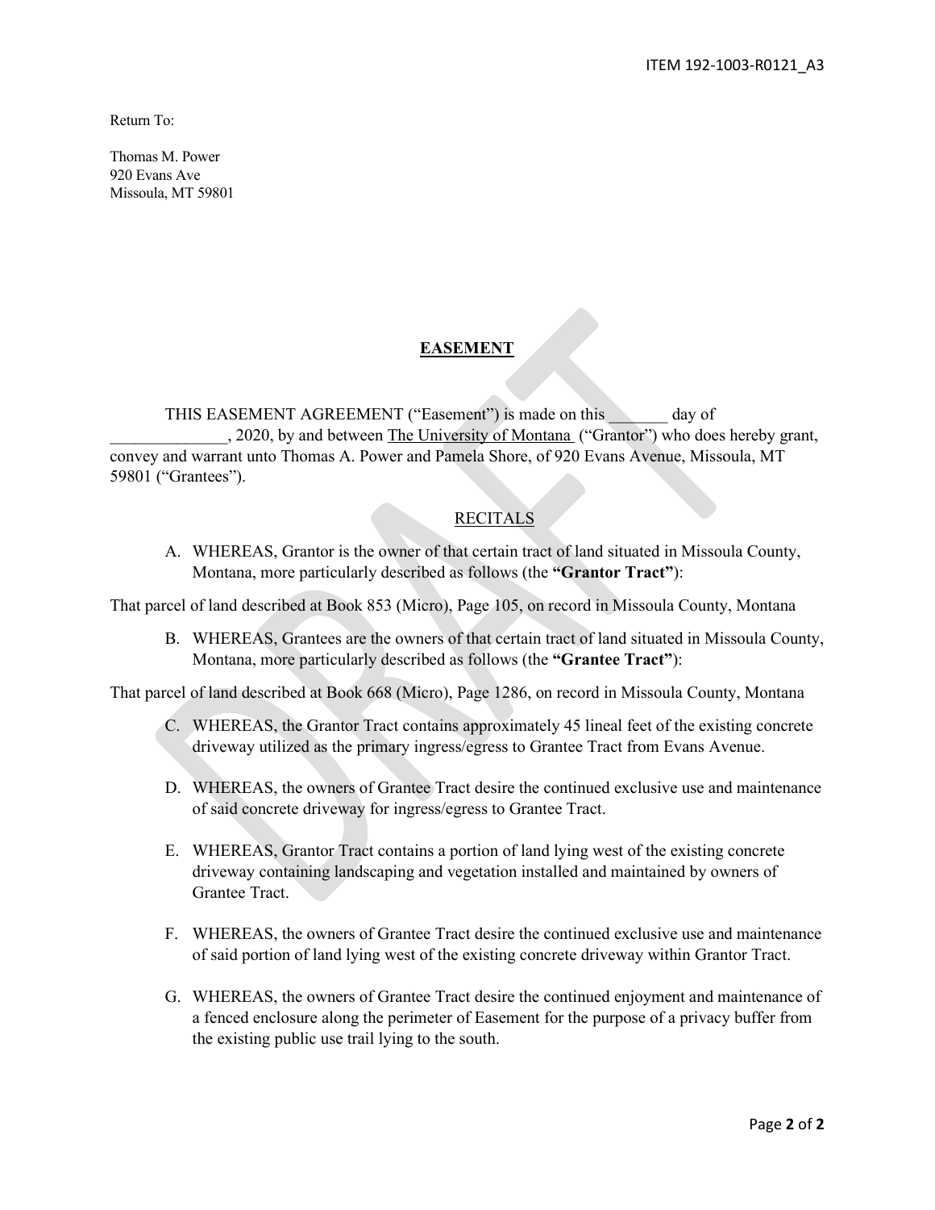Return To:

Thomas M. Power
920 Evans Ave
Missoula, MT 59801

# EASEMENT

THIS EASEMENT AGREEMENT ("Easement") is made on this _______ day of ______________, 2020, by and between The University of Montana ("Grantor") who does hereby grant, convey and warrant unto Thomas A. Power and Pamela Shore, of 920 Evans Avenue, Missoula, MT 59801 ("Grantees").

## RECITALS

A. WHEREAS, Grantor is the owner of that certain tract of land situated in Missoula County, Montana, more particularly described as follows (the **"Grantor Tract"**):

That parcel of land described at Book 853 (Micro), Page 105, on record in Missoula County, Montana

B. WHEREAS, Grantees are the owners of that certain tract of land situated in Missoula County, Montana, more particularly described as follows (the **"Grantee Tract"**):

That parcel of land described at Book 668 (Micro), Page 1286, on record in Missoula County, Montana

C. WHEREAS, the Grantor Tract contains approximately 45 lineal feet of the existing concrete driveway utilized as the primary ingress/egress to Grantee Tract from Evans Avenue.

D. WHEREAS, the owners of Grantee Tract desire the continued exclusive use and maintenance of said concrete driveway for ingress/egress to Grantee Tract.

E. WHEREAS, Grantor Tract contains a portion of land lying west of the existing concrete driveway containing landscaping and vegetation installed and maintained by owners of Grantee Tract.

F. WHEREAS, the owners of Grantee Tract desire the continued exclusive use and maintenance of said portion of land lying west of the existing concrete driveway within Grantor Tract.

G. WHEREAS, the owners of Grantee Tract desire the continued enjoyment and maintenance of a fenced enclosure along the perimeter of Easement for the purpose of a privacy buffer from the existing public use trail lying to the south.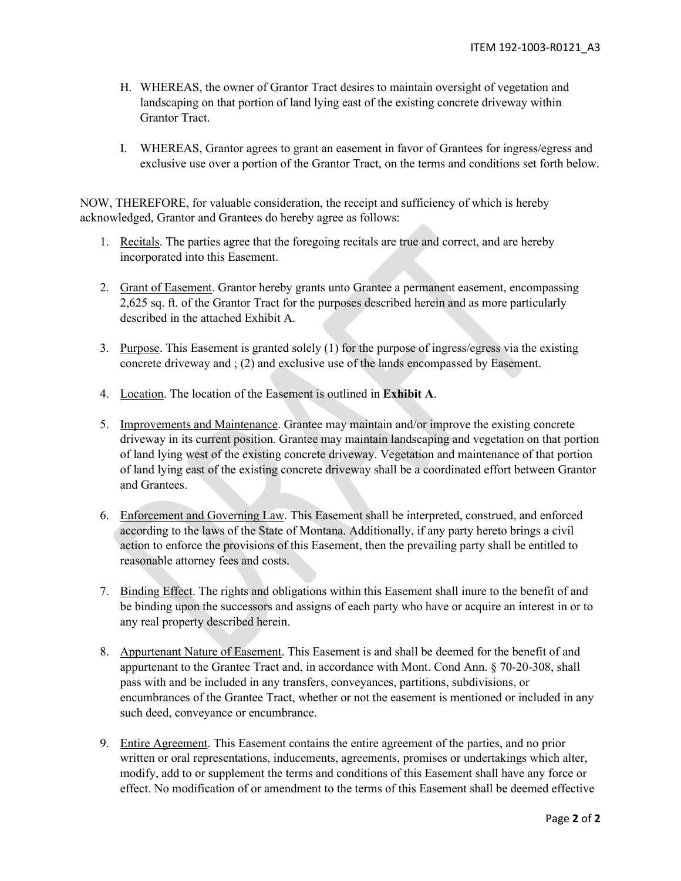H. WHEREAS, the owner of Grantor Tract desires to maintain oversight of vegetation and landscaping on that portion of land lying east of the existing concrete driveway within Grantor Tract.

I. WHEREAS, Grantor agrees to grant an easement in favor of Grantees for ingress/egress and exclusive use over a portion of the Grantor Tract, on the terms and conditions set forth below.

NOW, THEREFORE, for valuable consideration, the receipt and sufficiency of which is hereby acknowledged, Grantor and Grantees do hereby agree as follows:

1. Recitals. The parties agree that the foregoing recitals are true and correct, and are hereby incorporated into this Easement.

2. Grant of Easement. Grantor hereby grants unto Grantee a permanent easement, encompassing 2,625 sq. ft. of the Grantor Tract for the purposes described herein and as more particularly described in the attached Exhibit A.

3. Purpose. This Easement is granted solely (1) for the purpose of ingress/egress via the existing concrete driveway and ; (2) and exclusive use of the lands encompassed by Easement.

4. Location. The location of the Easement is outlined in **Exhibit A**.

5. Improvements and Maintenance. Grantee may maintain and/or improve the existing concrete driveway in its current position. Grantee may maintain landscaping and vegetation on that portion of land lying west of the existing concrete driveway. Vegetation and maintenance of that portion of land lying east of the existing concrete driveway shall be a coordinated effort between Grantor and Grantees.

6. Enforcement and Governing Law. This Easement shall be interpreted, construed, and enforced according to the laws of the State of Montana. Additionally, if any party hereto brings a civil action to enforce the provisions of this Easement, then the prevailing party shall be entitled to reasonable attorney fees and costs.

7. Binding Effect. The rights and obligations within this Easement shall inure to the benefit of and be binding upon the successors and assigns of each party who have or acquire an interest in or to any real property described herein.

8. Appurtenant Nature of Easement. This Easement is and shall be deemed for the benefit of and appurtenant to the Grantee Tract and, in accordance with Mont. Cond Ann. § 70-20-308, shall pass with and be included in any transfers, conveyances, partitions, subdivisions, or encumbrances of the Grantee Tract, whether or not the easement is mentioned or included in any such deed, conveyance or encumbrance.

9. Entire Agreement. This Easement contains the entire agreement of the parties, and no prior written or oral representations, inducements, agreements, promises or undertakings which alter, modify, add to or supplement the terms and conditions of this Easement shall have any force or effect. No modification of or amendment to the terms of this Easement shall be deemed effective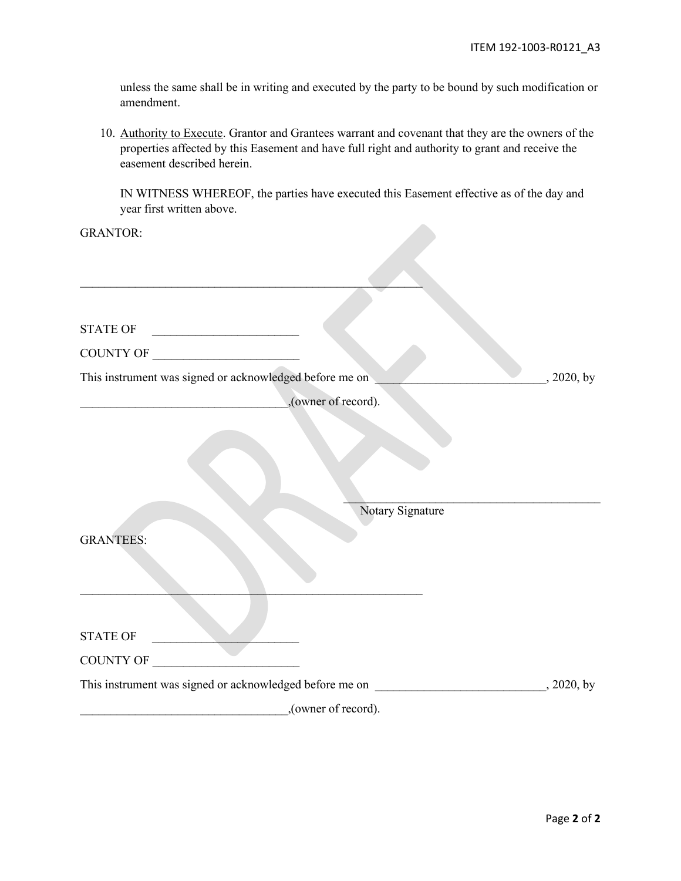unless the same shall be in writing and executed by the party to be bound by such modification or amendment.

10. Authority to Execute. Grantor and Grantees warrant and covenant that they are the owners of the properties affected by this Easement and have full right and authority to grant and receive the easement described herein.

IN WITNESS WHEREOF, the parties have executed this Easement effective as of the day and year first written above.

GRANTOR:

\_\_\_\_\_\_\_\_\_\_\_\_\_\_\_\_\_\_\_\_\_\_\_\_\_\_\_\_\_\_\_\_\_\_\_\_\_\_\_\_\_\_\_\_\_\_\_\_\_\_\_\_\_\_\_\_\_\_

STATE OF \_\_\_\_\_\_\_\_\_\_\_\_\_\_\_\_\_\_\_\_\_\_\_\_

COUNTY OF \_\_\_\_\_\_\_\_\_\_\_\_\_\_\_\_\_\_\_\_\_\_\_\_

This instrument was signed or acknowledged before me on \_\_\_\_\_\_\_\_\_\_\_\_\_\_\_\_\_\_\_\_\_\_\_\_\_\_\_\_, 2020, by \_\_\_\_\_\_\_\_\_\_\_\_\_\_\_\_\_\_\_\_\_\_\_\_\_\_\_\_\_\_\_\_\_\_,(owner of record).

\_\_\_\_\_\_\_\_\_\_\_\_\_\_\_\_\_\_\_\_\_\_\_\_\_\_\_\_\_\_\_\_\_\_\_\_\_\_\_\_\_\_\_\_

Notary Signature

GRANTEES:

\_\_\_\_\_\_\_\_\_\_\_\_\_\_\_\_\_\_\_\_\_\_\_\_\_\_\_\_\_\_\_\_\_\_\_\_\_\_\_\_\_\_\_\_\_\_\_\_\_\_\_\_\_\_\_\_\_\_

STATE OF \_\_\_\_\_\_\_\_\_\_\_\_\_\_\_\_\_\_\_\_\_\_\_\_

COUNTY OF \_\_\_\_\_\_\_\_\_\_\_\_\_\_\_\_\_\_\_\_\_\_\_\_

This instrument was signed or acknowledged before me on \_\_\_\_\_\_\_\_\_\_\_\_\_\_\_\_\_\_\_\_\_\_\_\_\_\_\_\_, 2020, by \_\_\_\_\_\_\_\_\_\_\_\_\_\_\_\_\_\_\_\_\_\_\_\_\_\_\_\_\_\_\_\_\_\_,(owner of record).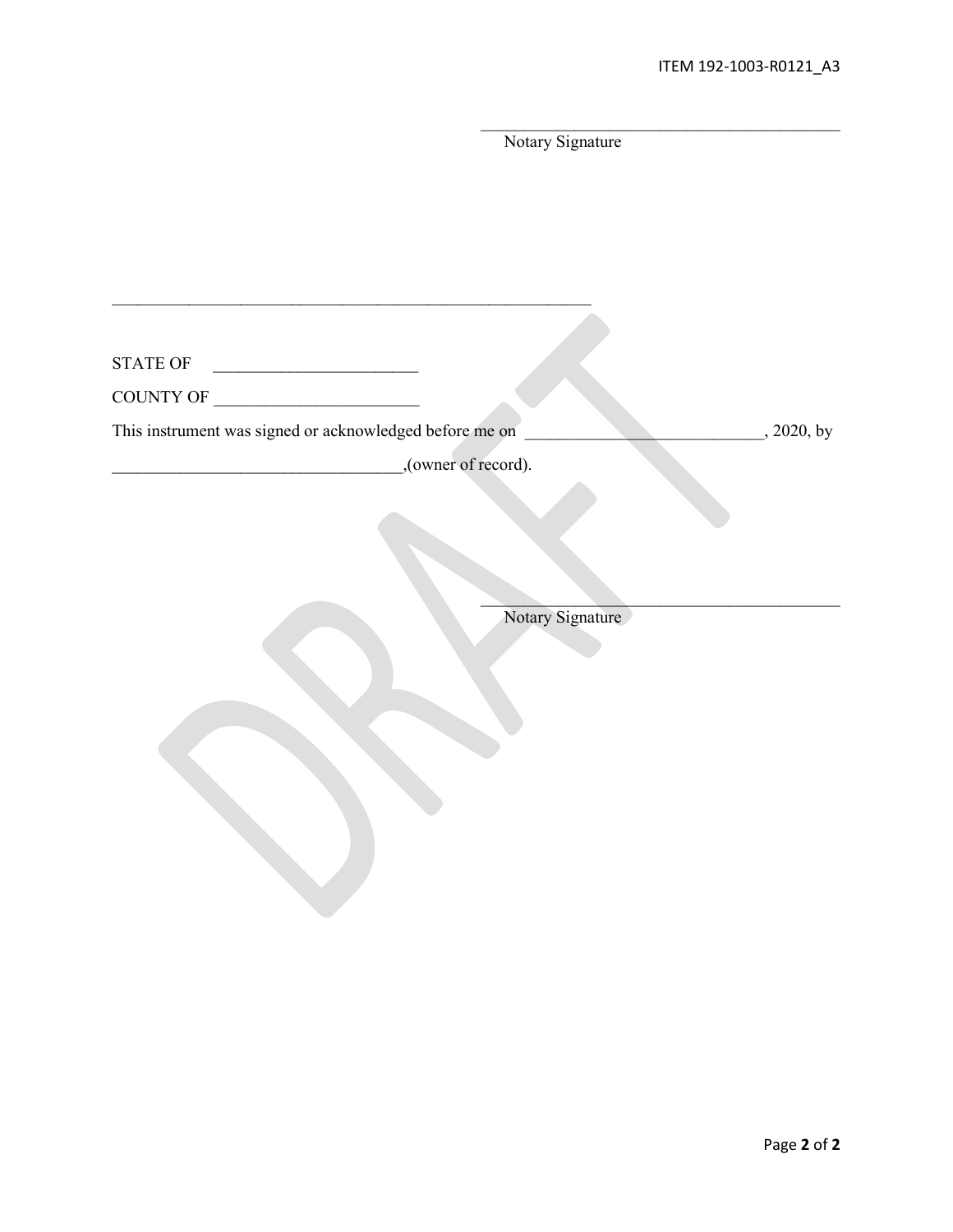\_\_\_\_\_\_\_\_\_\_\_\_\_\_\_\_\_\_\_\_\_\_\_\_\_\_\_\_\_\_\_\_\_\_\_\_\_\_\_\_\_\_

Notary Signature

\_\_\_\_\_\_\_\_\_\_\_\_\_\_\_\_\_\_\_\_\_\_\_\_\_\_\_\_\_\_\_\_\_\_\_\_\_\_\_\_\_\_\_\_\_\_\_\_\_\_\_\_\_\_\_\_

STATE OF \_\_\_\_\_\_\_\_\_\_\_\_\_\_\_\_\_\_\_\_\_\_\_

COUNTY OF \_\_\_\_\_\_\_\_\_\_\_\_\_\_\_\_\_\_\_\_\_\_\_

This instrument was signed or acknowledged before me on \_\_\_\_\_\_\_\_\_\_\_\_\_\_\_\_\_\_\_\_\_\_\_\_\_\_\_, 2020, by

\_\_\_\_\_\_\_\_\_\_\_\_\_\_\_\_\_\_\_\_\_\_\_\_\_\_\_\_\_\_\_\_\_,(owner of record).

\_\_\_\_\_\_\_\_\_\_\_\_\_\_\_\_\_\_\_\_\_\_\_\_\_\_\_\_\_\_\_\_\_\_\_\_\_\_\_\_\_\_

Notary Signature

DRAFT